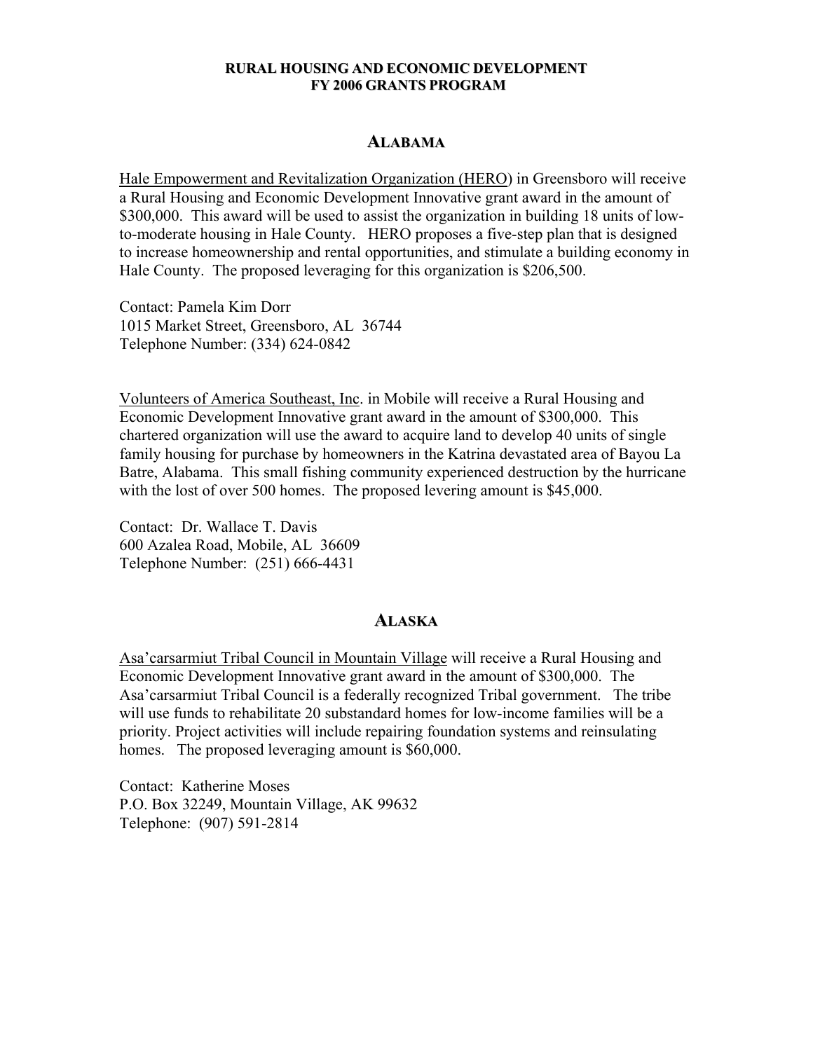# RURAL HOUSING AND ECONOMIC DEVELOPMENT
# FY 2006 GRANTS PROGRAM

## ALABAMA

Hale Empowerment and Revitalization Organization (HERO) in Greensboro will receive a Rural Housing and Economic Development Innovative grant award in the amount of $300,000. This award will be used to assist the organization in building 18 units of low-to-moderate housing in Hale County. HERO proposes a five-step plan that is designed to increase homeownership and rental opportunities, and stimulate a building economy in Hale County. The proposed leveraging for this organization is $206,500.

Contact: Pamela Kim Dorr
1015 Market Street, Greensboro, AL 36744
Telephone Number: (334) 624-0842

Volunteers of America Southeast, Inc. in Mobile will receive a Rural Housing and Economic Development Innovative grant award in the amount of $300,000. This chartered organization will use the award to acquire land to develop 40 units of single family housing for purchase by homeowners in the Katrina devastated area of Bayou La Batre, Alabama. This small fishing community experienced destruction by the hurricane with the lost of over 500 homes. The proposed levering amount is $45,000.

Contact: Dr. Wallace T. Davis
600 Azalea Road, Mobile, AL 36609
Telephone Number: (251) 666-4431

## ALASKA

Asa'carsarmiut Tribal Council in Mountain Village will receive a Rural Housing and Economic Development Innovative grant award in the amount of $300,000. The Asa'carsarmiut Tribal Council is a federally recognized Tribal government. The tribe will use funds to rehabilitate 20 substandard homes for low-income families will be a priority. Project activities will include repairing foundation systems and reinsulating homes. The proposed leveraging amount is $60,000.

Contact: Katherine Moses
P.O. Box 32249, Mountain Village, AK 99632
Telephone: (907) 591-2814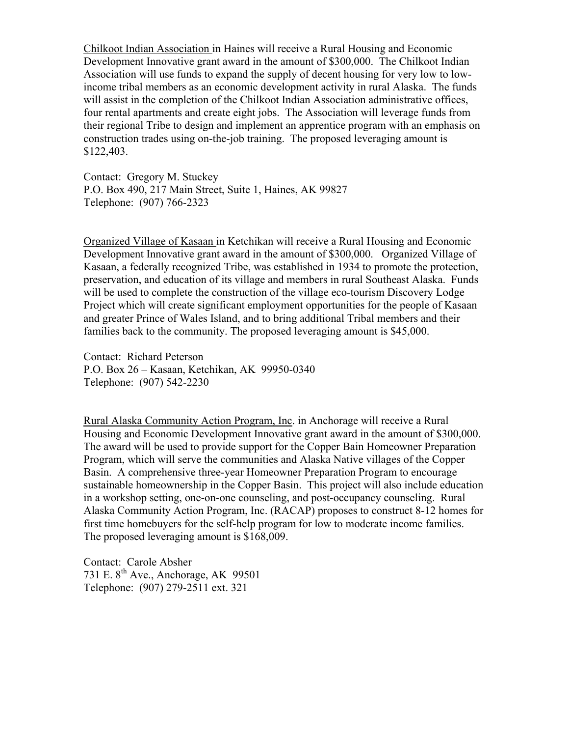Chilkoot Indian Association in Haines will receive a Rural Housing and Economic Development Innovative grant award in the amount of $300,000. The Chilkoot Indian Association will use funds to expand the supply of decent housing for very low to low-income tribal members as an economic development activity in rural Alaska. The funds will assist in the completion of the Chilkoot Indian Association administrative offices, four rental apartments and create eight jobs. The Association will leverage funds from their regional Tribe to design and implement an apprentice program with an emphasis on construction trades using on-the-job training. The proposed leveraging amount is $122,403.

Contact: Gregory M. Stuckey
P.O. Box 490, 217 Main Street, Suite 1, Haines, AK 99827
Telephone: (907) 766-2323

Organized Village of Kasaan in Ketchikan will receive a Rural Housing and Economic Development Innovative grant award in the amount of $300,000. Organized Village of Kasaan, a federally recognized Tribe, was established in 1934 to promote the protection, preservation, and education of its village and members in rural Southeast Alaska. Funds will be used to complete the construction of the village eco-tourism Discovery Lodge Project which will create significant employment opportunities for the people of Kasaan and greater Prince of Wales Island, and to bring additional Tribal members and their families back to the community. The proposed leveraging amount is $45,000.

Contact: Richard Peterson
P.O. Box 26 – Kasaan, Ketchikan, AK 99950-0340
Telephone: (907) 542-2230

Rural Alaska Community Action Program, Inc. in Anchorage will receive a Rural Housing and Economic Development Innovative grant award in the amount of $300,000. The award will be used to provide support for the Copper Bain Homeowner Preparation Program, which will serve the communities and Alaska Native villages of the Copper Basin. A comprehensive three-year Homeowner Preparation Program to encourage sustainable homeownership in the Copper Basin. This project will also include education in a workshop setting, one-on-one counseling, and post-occupancy counseling. Rural Alaska Community Action Program, Inc. (RACAP) proposes to construct 8-12 homes for first time homebuyers for the self-help program for low to moderate income families. The proposed leveraging amount is $168,009.

Contact: Carole Absher
731 E. 8th Ave., Anchorage, AK 99501
Telephone: (907) 279-2511 ext. 321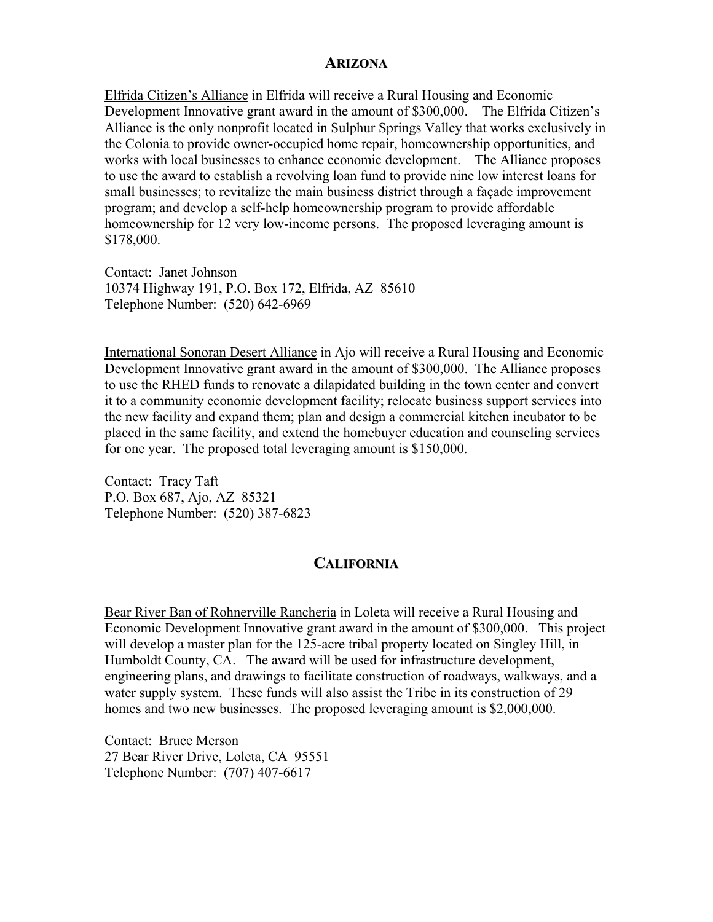## ARIZONA

Elfrida Citizen's Alliance in Elfrida will receive a Rural Housing and Economic Development Innovative grant award in the amount of $300,000. The Elfrida Citizen's Alliance is the only nonprofit located in Sulphur Springs Valley that works exclusively in the Colonia to provide owner-occupied home repair, homeownership opportunities, and works with local businesses to enhance economic development. The Alliance proposes to use the award to establish a revolving loan fund to provide nine low interest loans for small businesses; to revitalize the main business district through a façade improvement program; and develop a self-help homeownership program to provide affordable homeownership for 12 very low-income persons. The proposed leveraging amount is $178,000.

Contact: Janet Johnson
10374 Highway 191, P.O. Box 172, Elfrida, AZ 85610
Telephone Number: (520) 642-6969

International Sonoran Desert Alliance in Ajo will receive a Rural Housing and Economic Development Innovative grant award in the amount of $300,000. The Alliance proposes to use the RHED funds to renovate a dilapidated building in the town center and convert it to a community economic development facility; relocate business support services into the new facility and expand them; plan and design a commercial kitchen incubator to be placed in the same facility, and extend the homebuyer education and counseling services for one year. The proposed total leveraging amount is $150,000.

Contact: Tracy Taft
P.O. Box 687, Ajo, AZ 85321
Telephone Number: (520) 387-6823

## CALIFORNIA

Bear River Ban of Rohnerville Rancheria in Loleta will receive a Rural Housing and Economic Development Innovative grant award in the amount of $300,000. This project will develop a master plan for the 125-acre tribal property located on Singley Hill, in Humboldt County, CA. The award will be used for infrastructure development, engineering plans, and drawings to facilitate construction of roadways, walkways, and a water supply system. These funds will also assist the Tribe in its construction of 29 homes and two new businesses. The proposed leveraging amount is $2,000,000.

Contact: Bruce Merson
27 Bear River Drive, Loleta, CA 95551
Telephone Number: (707) 407-6617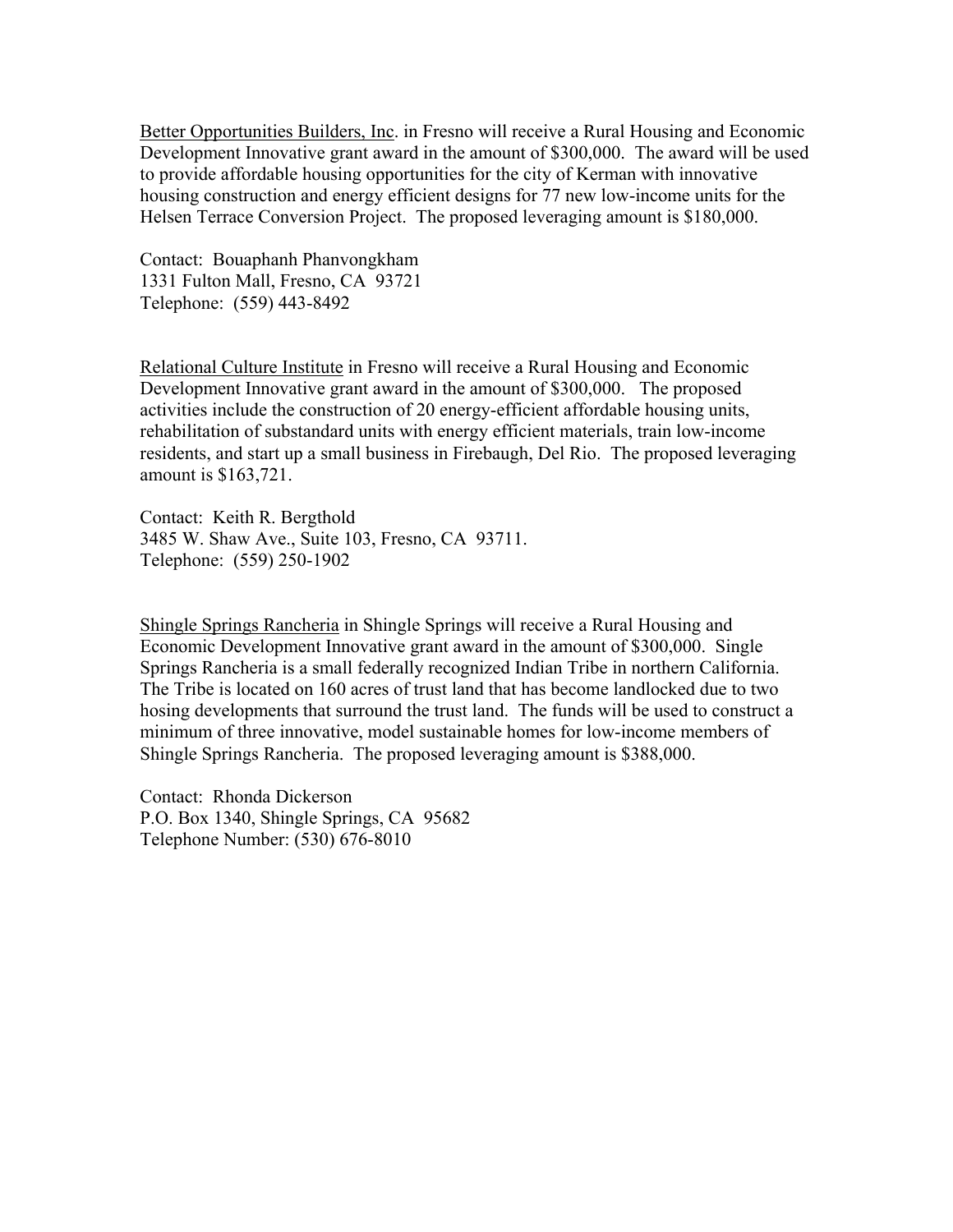<u>Better Opportunities Builders, Inc</u>. in Fresno will receive a Rural Housing and Economic Development Innovative grant award in the amount of $300,000. The award will be used to provide affordable housing opportunities for the city of Kerman with innovative housing construction and energy efficient designs for 77 new low-income units for the Helsen Terrace Conversion Project. The proposed leveraging amount is $180,000.

Contact: Bouaphanh Phanvongkham  
1331 Fulton Mall, Fresno, CA 93721  
Telephone: (559) 443-8492

<u>Relational Culture Institute</u> in Fresno will receive a Rural Housing and Economic Development Innovative grant award in the amount of $300,000. The proposed activities include the construction of 20 energy-efficient affordable housing units, rehabilitation of substandard units with energy efficient materials, train low-income residents, and start up a small business in Firebaugh, Del Rio. The proposed leveraging amount is $163,721.

Contact: Keith R. Bergthold  
3485 W. Shaw Ave., Suite 103, Fresno, CA 93711.  
Telephone: (559) 250-1902

<u>Shingle Springs Rancheria</u> in Shingle Springs will receive a Rural Housing and Economic Development Innovative grant award in the amount of $300,000. Single Springs Rancheria is a small federally recognized Indian Tribe in northern California. The Tribe is located on 160 acres of trust land that has become landlocked due to two hosing developments that surround the trust land. The funds will be used to construct a minimum of three innovative, model sustainable homes for low-income members of Shingle Springs Rancheria. The proposed leveraging amount is $388,000.

Contact: Rhonda Dickerson  
P.O. Box 1340, Shingle Springs, CA 95682  
Telephone Number: (530) 676-8010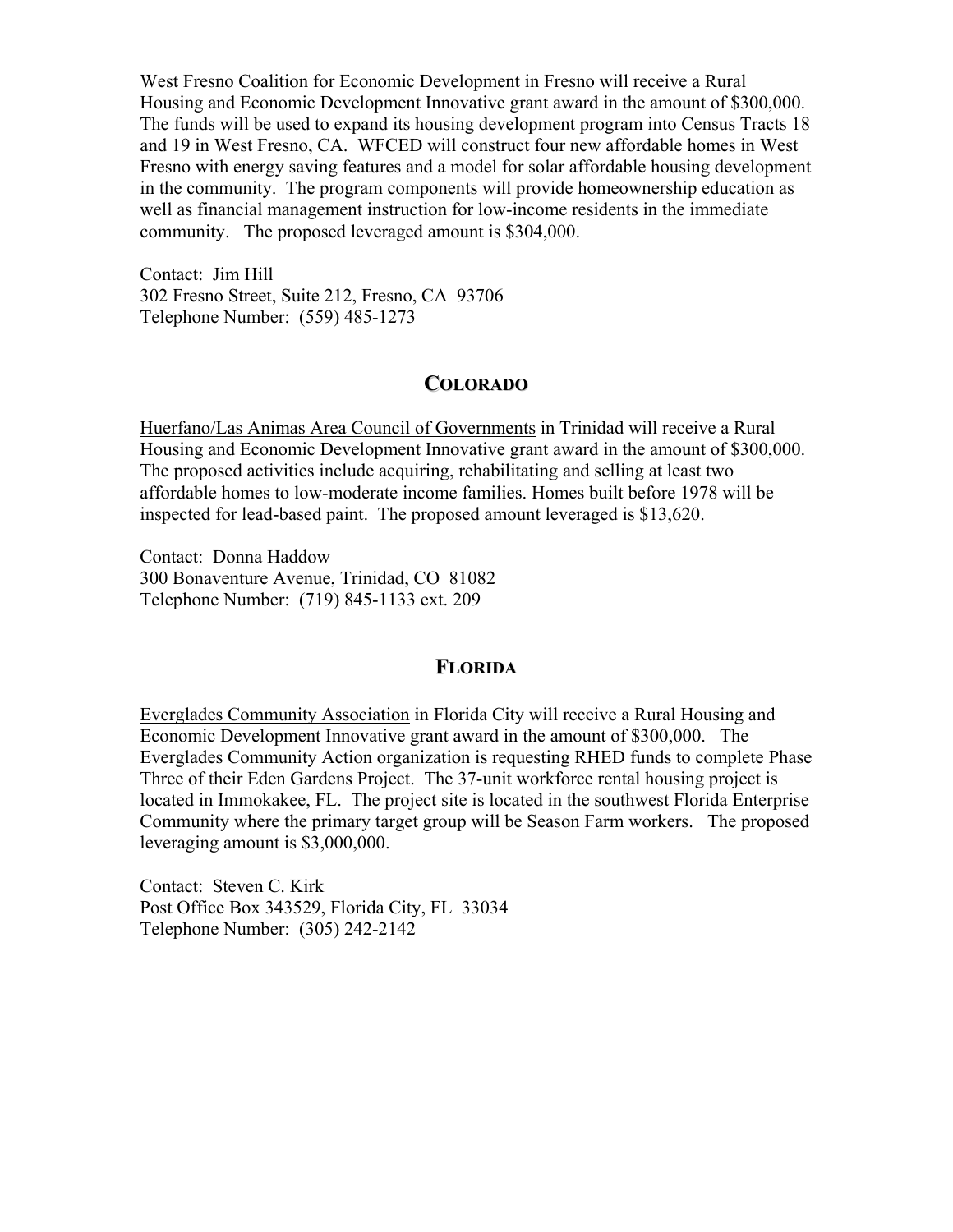West Fresno Coalition for Economic Development in Fresno will receive a Rural Housing and Economic Development Innovative grant award in the amount of $300,000. The funds will be used to expand its housing development program into Census Tracts 18 and 19 in West Fresno, CA. WFCED will construct four new affordable homes in West Fresno with energy saving features and a model for solar affordable housing development in the community. The program components will provide homeownership education as well as financial management instruction for low-income residents in the immediate community. The proposed leveraged amount is $304,000.

Contact: Jim Hill
302 Fresno Street, Suite 212, Fresno, CA 93706
Telephone Number: (559) 485-1273

## COLORADO

Huerfano/Las Animas Area Council of Governments in Trinidad will receive a Rural Housing and Economic Development Innovative grant award in the amount of $300,000. The proposed activities include acquiring, rehabilitating and selling at least two affordable homes to low-moderate income families. Homes built before 1978 will be inspected for lead-based paint. The proposed amount leveraged is $13,620.

Contact: Donna Haddow
300 Bonaventure Avenue, Trinidad, CO 81082
Telephone Number: (719) 845-1133 ext. 209

## FLORIDA

Everglades Community Association in Florida City will receive a Rural Housing and Economic Development Innovative grant award in the amount of $300,000. The Everglades Community Action organization is requesting RHED funds to complete Phase Three of their Eden Gardens Project. The 37-unit workforce rental housing project is located in Immokakee, FL. The project site is located in the southwest Florida Enterprise Community where the primary target group will be Season Farm workers. The proposed leveraging amount is $3,000,000.

Contact: Steven C. Kirk
Post Office Box 343529, Florida City, FL 33034
Telephone Number: (305) 242-2142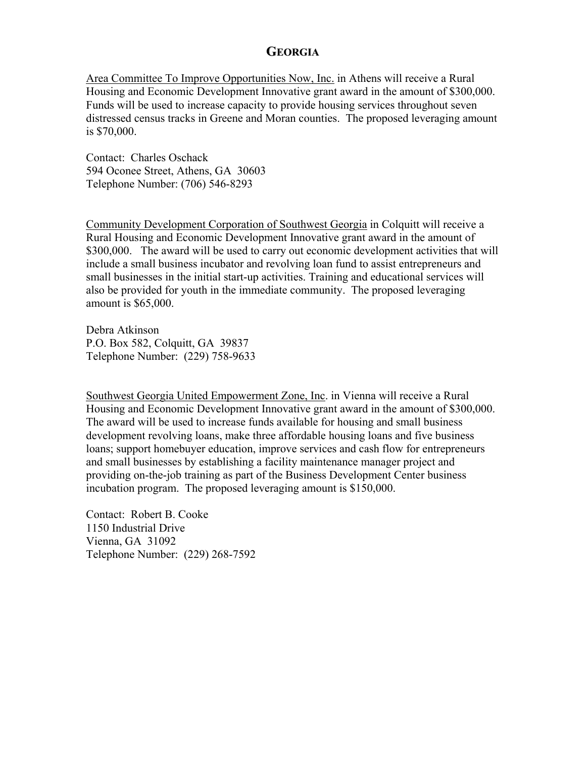# GEORGIA

<u>Area Committee To Improve Opportunities Now, Inc.</u> in Athens will receive a Rural Housing and Economic Development Innovative grant award in the amount of $300,000. Funds will be used to increase capacity to provide housing services throughout seven distressed census tracks in Greene and Moran counties. The proposed leveraging amount is $70,000.

Contact: Charles Oschack
594 Oconee Street, Athens, GA 30603
Telephone Number: (706) 546-8293

<u>Community Development Corporation of Southwest Georgia</u> in Colquitt will receive a Rural Housing and Economic Development Innovative grant award in the amount of $300,000. The award will be used to carry out economic development activities that will include a small business incubator and revolving loan fund to assist entrepreneurs and small businesses in the initial start-up activities. Training and educational services will also be provided for youth in the immediate community. The proposed leveraging amount is $65,000.

Debra Atkinson
P.O. Box 582, Colquitt, GA 39837
Telephone Number: (229) 758-9633

<u>Southwest Georgia United Empowerment Zone, Inc</u>. in Vienna will receive a Rural Housing and Economic Development Innovative grant award in the amount of $300,000. The award will be used to increase funds available for housing and small business development revolving loans, make three affordable housing loans and five business loans; support homebuyer education, improve services and cash flow for entrepreneurs and small businesses by establishing a facility maintenance manager project and providing on-the-job training as part of the Business Development Center business incubation program. The proposed leveraging amount is $150,000.

Contact: Robert B. Cooke
1150 Industrial Drive
Vienna, GA 31092
Telephone Number: (229) 268-7592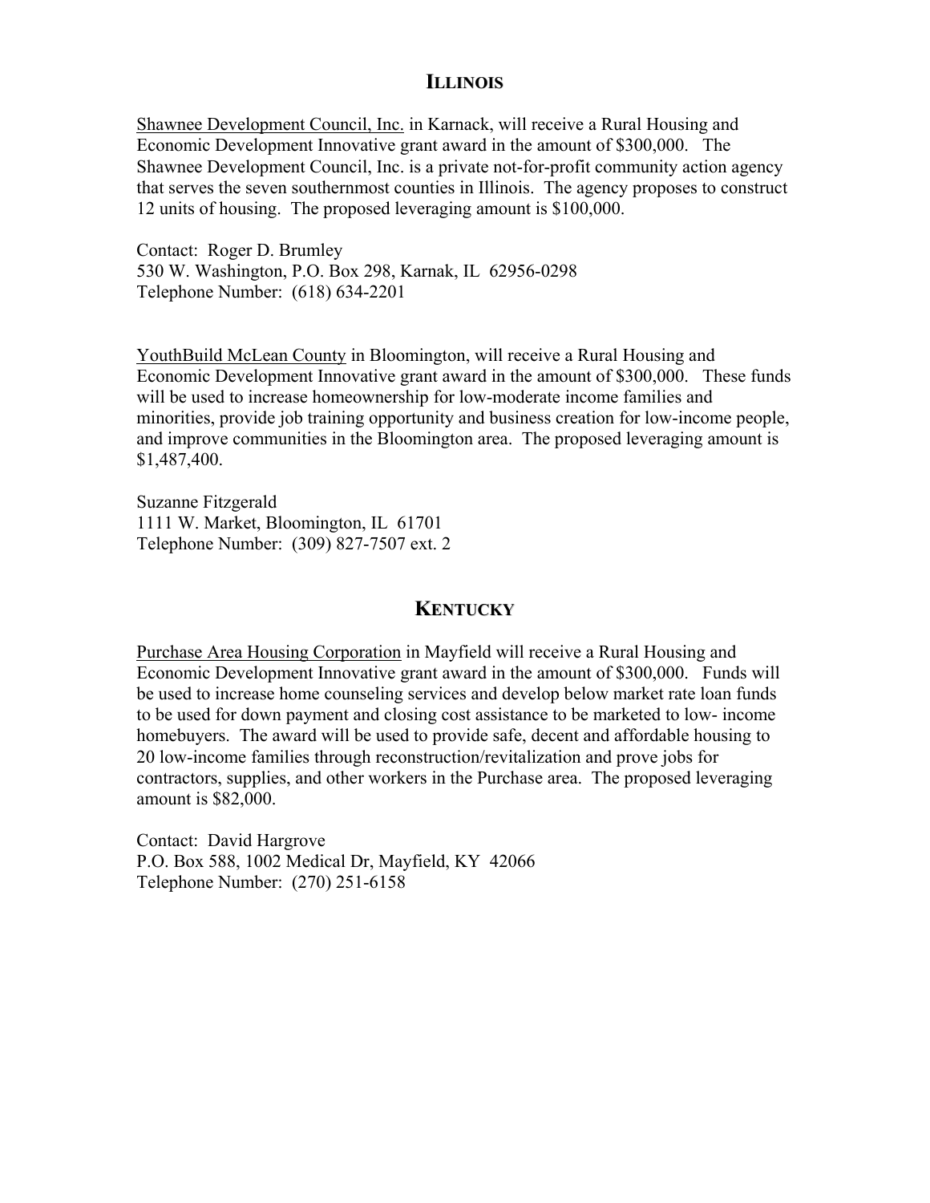## ILLINOIS

Shawnee Development Council, Inc. in Karnack, will receive a Rural Housing and Economic Development Innovative grant award in the amount of $300,000. The Shawnee Development Council, Inc. is a private not-for-profit community action agency that serves the seven southernmost counties in Illinois. The agency proposes to construct 12 units of housing. The proposed leveraging amount is $100,000.

Contact: Roger D. Brumley
530 W. Washington, P.O. Box 298, Karnak, IL 62956-0298
Telephone Number: (618) 634-2201

YouthBuild McLean County in Bloomington, will receive a Rural Housing and Economic Development Innovative grant award in the amount of $300,000. These funds will be used to increase homeownership for low-moderate income families and minorities, provide job training opportunity and business creation for low-income people, and improve communities in the Bloomington area. The proposed leveraging amount is $1,487,400.

Suzanne Fitzgerald
1111 W. Market, Bloomington, IL 61701
Telephone Number: (309) 827-7507 ext. 2

## KENTUCKY

Purchase Area Housing Corporation in Mayfield will receive a Rural Housing and Economic Development Innovative grant award in the amount of $300,000. Funds will be used to increase home counseling services and develop below market rate loan funds to be used for down payment and closing cost assistance to be marketed to low- income homebuyers. The award will be used to provide safe, decent and affordable housing to 20 low-income families through reconstruction/revitalization and prove jobs for contractors, supplies, and other workers in the Purchase area. The proposed leveraging amount is $82,000.

Contact: David Hargrove
P.O. Box 588, 1002 Medical Dr, Mayfield, KY 42066
Telephone Number: (270) 251-6158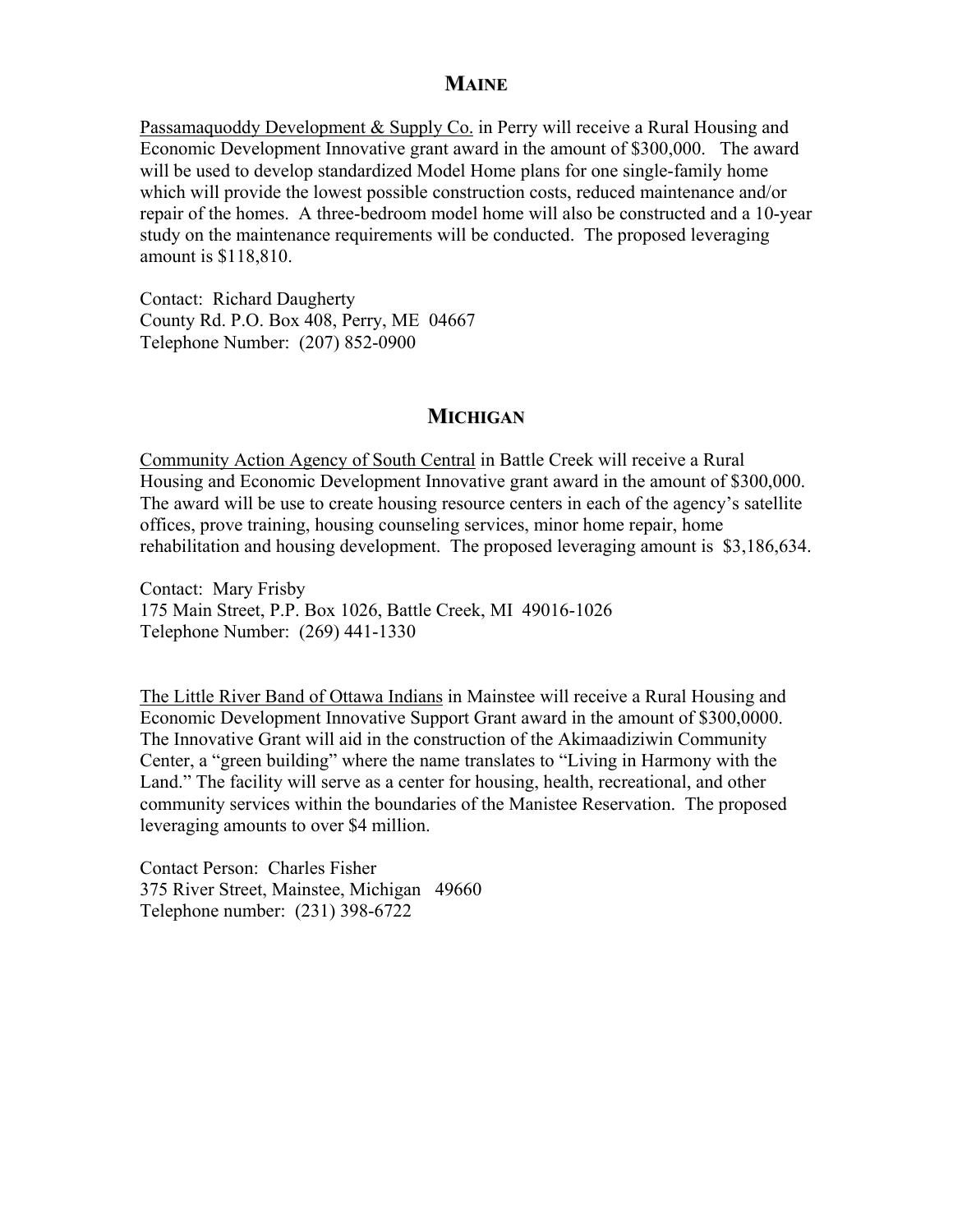## MAINE

Passamaquoddy Development & Supply Co. in Perry will receive a Rural Housing and Economic Development Innovative grant award in the amount of $300,000. The award will be used to develop standardized Model Home plans for one single-family home which will provide the lowest possible construction costs, reduced maintenance and/or repair of the homes. A three-bedroom model home will also be constructed and a 10-year study on the maintenance requirements will be conducted. The proposed leveraging amount is $118,810.

Contact: Richard Daugherty
County Rd. P.O. Box 408, Perry, ME 04667
Telephone Number: (207) 852-0900

## MICHIGAN

Community Action Agency of South Central in Battle Creek will receive a Rural Housing and Economic Development Innovative grant award in the amount of $300,000. The award will be use to create housing resource centers in each of the agency's satellite offices, prove training, housing counseling services, minor home repair, home rehabilitation and housing development. The proposed leveraging amount is $3,186,634.

Contact: Mary Frisby
175 Main Street, P.P. Box 1026, Battle Creek, MI 49016-1026
Telephone Number: (269) 441-1330

The Little River Band of Ottawa Indians in Mainstee will receive a Rural Housing and Economic Development Innovative Support Grant award in the amount of $300,0000. The Innovative Grant will aid in the construction of the Akimaadiziwin Community Center, a "green building" where the name translates to "Living in Harmony with the Land." The facility will serve as a center for housing, health, recreational, and other community services within the boundaries of the Manistee Reservation. The proposed leveraging amounts to over $4 million.

Contact Person: Charles Fisher
375 River Street, Mainstee, Michigan 49660
Telephone number: (231) 398-6722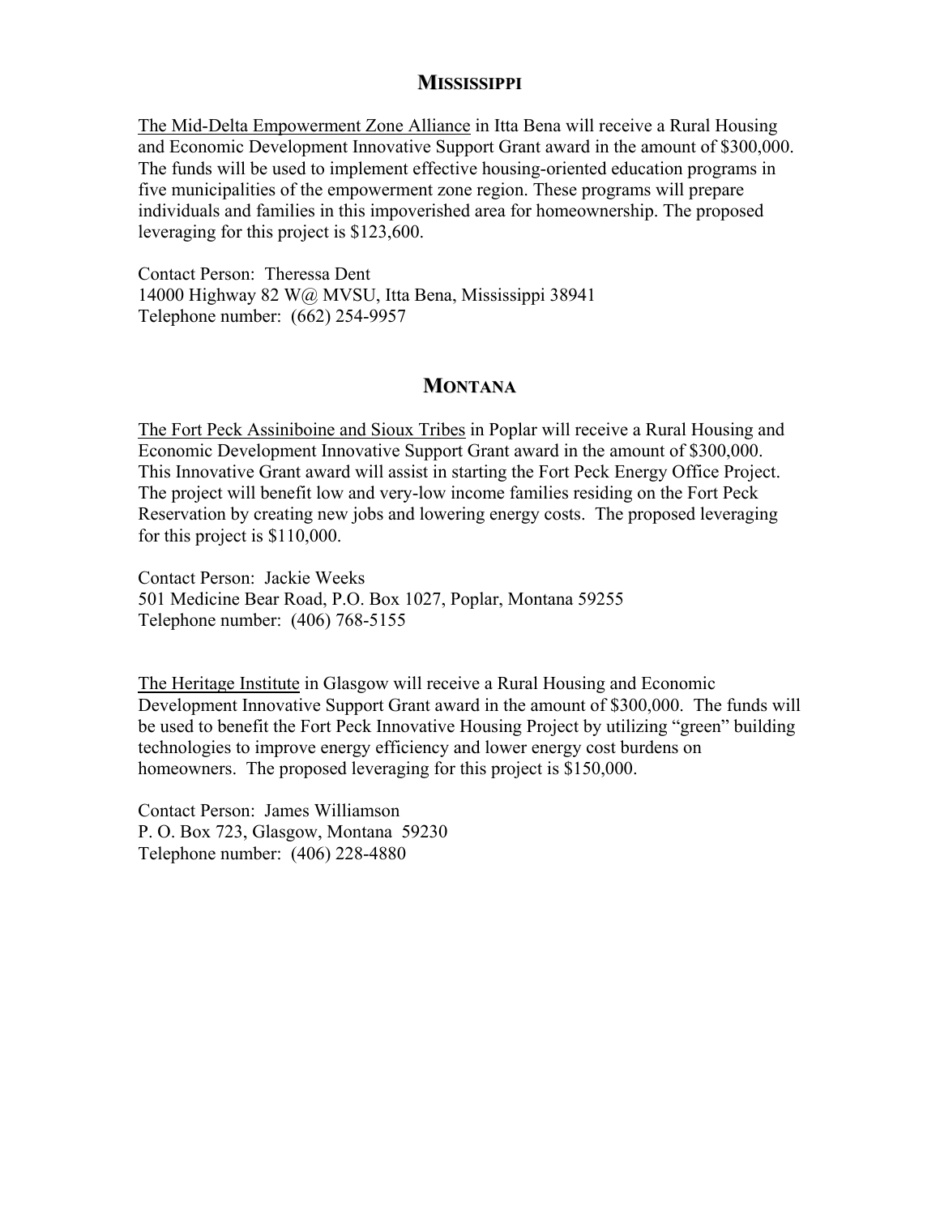## MISSISSIPPI

The Mid-Delta Empowerment Zone Alliance in Itta Bena will receive a Rural Housing and Economic Development Innovative Support Grant award in the amount of $300,000. The funds will be used to implement effective housing-oriented education programs in five municipalities of the empowerment zone region. These programs will prepare individuals and families in this impoverished area for homeownership. The proposed leveraging for this project is $123,600.

Contact Person: Theressa Dent
14000 Highway 82 W@ MVSU, Itta Bena, Mississippi 38941
Telephone number: (662) 254-9957

## MONTANA

The Fort Peck Assiniboine and Sioux Tribes in Poplar will receive a Rural Housing and Economic Development Innovative Support Grant award in the amount of $300,000. This Innovative Grant award will assist in starting the Fort Peck Energy Office Project. The project will benefit low and very-low income families residing on the Fort Peck Reservation by creating new jobs and lowering energy costs. The proposed leveraging for this project is $110,000.

Contact Person: Jackie Weeks
501 Medicine Bear Road, P.O. Box 1027, Poplar, Montana 59255
Telephone number: (406) 768-5155

The Heritage Institute in Glasgow will receive a Rural Housing and Economic Development Innovative Support Grant award in the amount of $300,000. The funds will be used to benefit the Fort Peck Innovative Housing Project by utilizing "green" building technologies to improve energy efficiency and lower energy cost burdens on homeowners. The proposed leveraging for this project is $150,000.

Contact Person: James Williamson
P. O. Box 723, Glasgow, Montana 59230
Telephone number: (406) 228-4880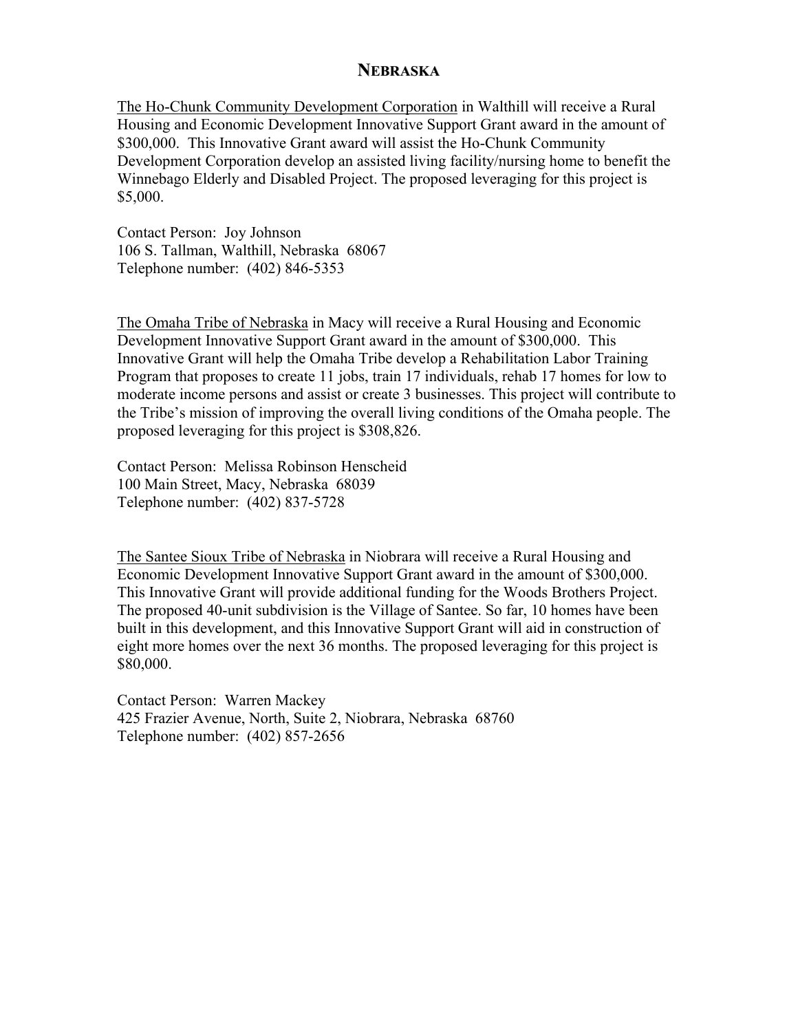## NEBRASKA

The Ho-Chunk Community Development Corporation in Walthill will receive a Rural Housing and Economic Development Innovative Support Grant award in the amount of $300,000. This Innovative Grant award will assist the Ho-Chunk Community Development Corporation develop an assisted living facility/nursing home to benefit the Winnebago Elderly and Disabled Project. The proposed leveraging for this project is $5,000.

Contact Person: Joy Johnson
106 S. Tallman, Walthill, Nebraska 68067
Telephone number: (402) 846-5353

The Omaha Tribe of Nebraska in Macy will receive a Rural Housing and Economic Development Innovative Support Grant award in the amount of $300,000. This Innovative Grant will help the Omaha Tribe develop a Rehabilitation Labor Training Program that proposes to create 11 jobs, train 17 individuals, rehab 17 homes for low to moderate income persons and assist or create 3 businesses. This project will contribute to the Tribe's mission of improving the overall living conditions of the Omaha people. The proposed leveraging for this project is $308,826.

Contact Person: Melissa Robinson Henscheid
100 Main Street, Macy, Nebraska 68039
Telephone number: (402) 837-5728

The Santee Sioux Tribe of Nebraska in Niobrara will receive a Rural Housing and Economic Development Innovative Support Grant award in the amount of $300,000. This Innovative Grant will provide additional funding for the Woods Brothers Project. The proposed 40-unit subdivision is the Village of Santee. So far, 10 homes have been built in this development, and this Innovative Support Grant will aid in construction of eight more homes over the next 36 months. The proposed leveraging for this project is $80,000.

Contact Person: Warren Mackey
425 Frazier Avenue, North, Suite 2, Niobrara, Nebraska 68760
Telephone number: (402) 857-2656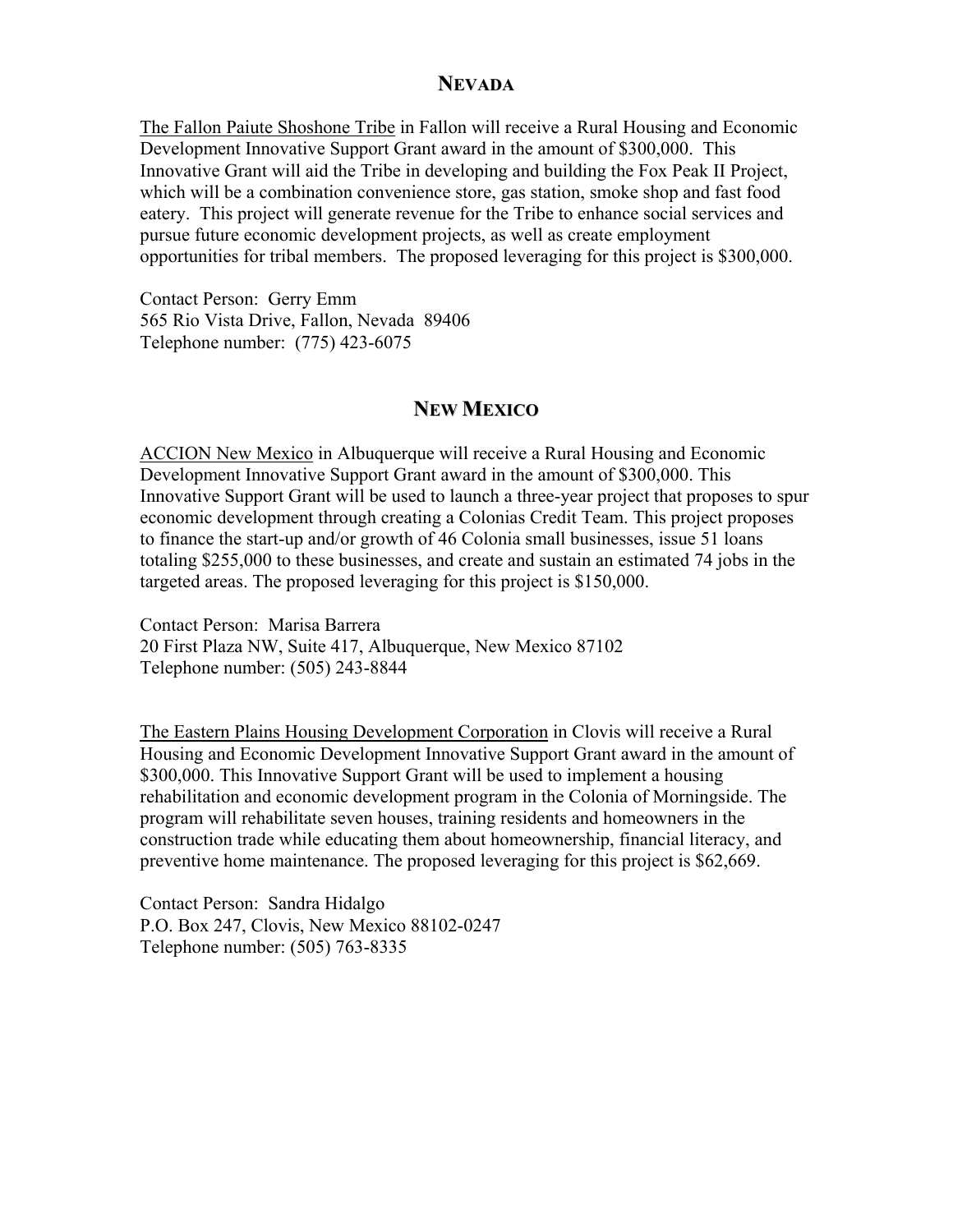## NEVADA

The Fallon Paiute Shoshone Tribe in Fallon will receive a Rural Housing and Economic Development Innovative Support Grant award in the amount of $300,000. This Innovative Grant will aid the Tribe in developing and building the Fox Peak II Project, which will be a combination convenience store, gas station, smoke shop and fast food eatery. This project will generate revenue for the Tribe to enhance social services and pursue future economic development projects, as well as create employment opportunities for tribal members. The proposed leveraging for this project is $300,000.

Contact Person: Gerry Emm
565 Rio Vista Drive, Fallon, Nevada 89406
Telephone number: (775) 423-6075

## NEW MEXICO

ACCION New Mexico in Albuquerque will receive a Rural Housing and Economic Development Innovative Support Grant award in the amount of $300,000. This Innovative Support Grant will be used to launch a three-year project that proposes to spur economic development through creating a Colonias Credit Team. This project proposes to finance the start-up and/or growth of 46 Colonia small businesses, issue 51 loans totaling $255,000 to these businesses, and create and sustain an estimated 74 jobs in the targeted areas. The proposed leveraging for this project is $150,000.

Contact Person: Marisa Barrera
20 First Plaza NW, Suite 417, Albuquerque, New Mexico 87102
Telephone number: (505) 243-8844

The Eastern Plains Housing Development Corporation in Clovis will receive a Rural Housing and Economic Development Innovative Support Grant award in the amount of $300,000. This Innovative Support Grant will be used to implement a housing rehabilitation and economic development program in the Colonia of Morningside. The program will rehabilitate seven houses, training residents and homeowners in the construction trade while educating them about homeownership, financial literacy, and preventive home maintenance. The proposed leveraging for this project is $62,669.

Contact Person: Sandra Hidalgo
P.O. Box 247, Clovis, New Mexico 88102-0247
Telephone number: (505) 763-8335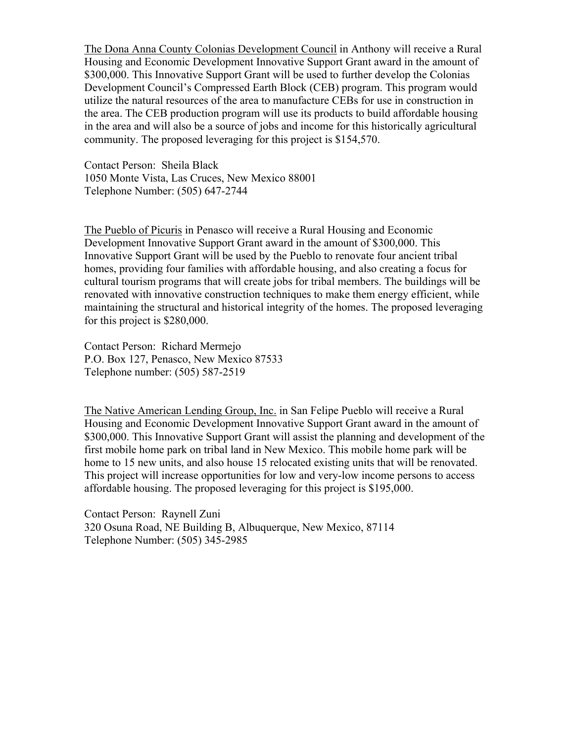<u>The Dona Anna County Colonias Development Council</u> in Anthony will receive a Rural Housing and Economic Development Innovative Support Grant award in the amount of $300,000. This Innovative Support Grant will be used to further develop the Colonias Development Council's Compressed Earth Block (CEB) program. This program would utilize the natural resources of the area to manufacture CEBs for use in construction in the area. The CEB production program will use its products to build affordable housing in the area and will also be a source of jobs and income for this historically agricultural community. The proposed leveraging for this project is $154,570.

Contact Person: Sheila Black
1050 Monte Vista, Las Cruces, New Mexico 88001
Telephone Number: (505) 647-2744

<u>The Pueblo of Picuris</u> in Penasco will receive a Rural Housing and Economic Development Innovative Support Grant award in the amount of $300,000. This Innovative Support Grant will be used by the Pueblo to renovate four ancient tribal homes, providing four families with affordable housing, and also creating a focus for cultural tourism programs that will create jobs for tribal members. The buildings will be renovated with innovative construction techniques to make them energy efficient, while maintaining the structural and historical integrity of the homes. The proposed leveraging for this project is $280,000.

Contact Person: Richard Mermejo
P.O. Box 127, Penasco, New Mexico 87533
Telephone number: (505) 587-2519

<u>The Native American Lending Group, Inc.</u> in San Felipe Pueblo will receive a Rural Housing and Economic Development Innovative Support Grant award in the amount of $300,000. This Innovative Support Grant will assist the planning and development of the first mobile home park on tribal land in New Mexico. This mobile home park will be home to 15 new units, and also house 15 relocated existing units that will be renovated. This project will increase opportunities for low and very-low income persons to access affordable housing. The proposed leveraging for this project is $195,000.

Contact Person: Raynell Zuni
320 Osuna Road, NE Building B, Albuquerque, New Mexico, 87114
Telephone Number: (505) 345-2985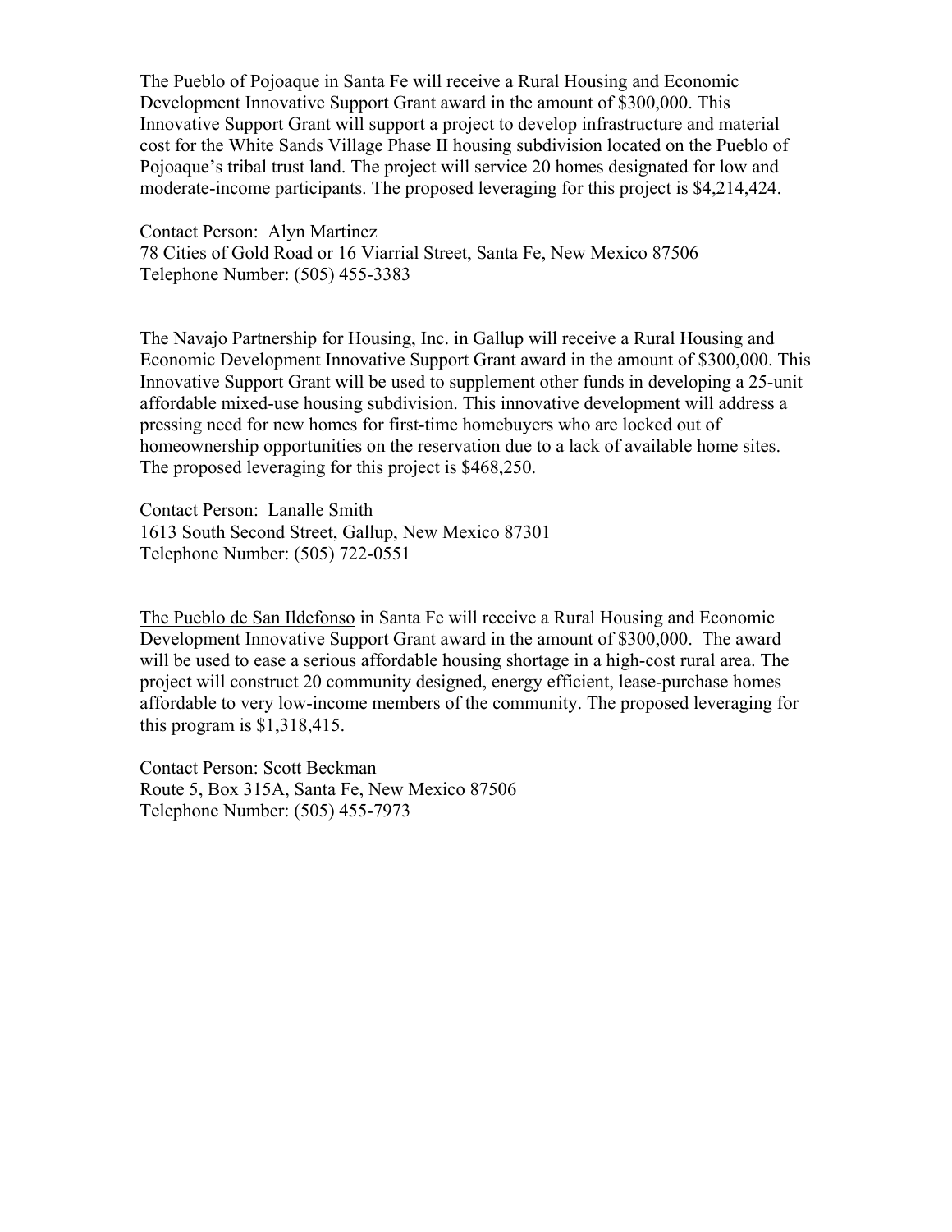The Pueblo of Pojoaque in Santa Fe will receive a Rural Housing and Economic Development Innovative Support Grant award in the amount of $300,000. This Innovative Support Grant will support a project to develop infrastructure and material cost for the White Sands Village Phase II housing subdivision located on the Pueblo of Pojoaque's tribal trust land. The project will service 20 homes designated for low and moderate-income participants. The proposed leveraging for this project is $4,214,424.

Contact Person: Alyn Martinez
78 Cities of Gold Road or 16 Viarrial Street, Santa Fe, New Mexico 87506
Telephone Number: (505) 455-3383

The Navajo Partnership for Housing, Inc. in Gallup will receive a Rural Housing and Economic Development Innovative Support Grant award in the amount of $300,000. This Innovative Support Grant will be used to supplement other funds in developing a 25-unit affordable mixed-use housing subdivision. This innovative development will address a pressing need for new homes for first-time homebuyers who are locked out of homeownership opportunities on the reservation due to a lack of available home sites. The proposed leveraging for this project is $468,250.

Contact Person: Lanalle Smith
1613 South Second Street, Gallup, New Mexico 87301
Telephone Number: (505) 722-0551

The Pueblo de San Ildefonso in Santa Fe will receive a Rural Housing and Economic Development Innovative Support Grant award in the amount of $300,000. The award will be used to ease a serious affordable housing shortage in a high-cost rural area. The project will construct 20 community designed, energy efficient, lease-purchase homes affordable to very low-income members of the community. The proposed leveraging for this program is $1,318,415.

Contact Person: Scott Beckman
Route 5, Box 315A, Santa Fe, New Mexico 87506
Telephone Number: (505) 455-7973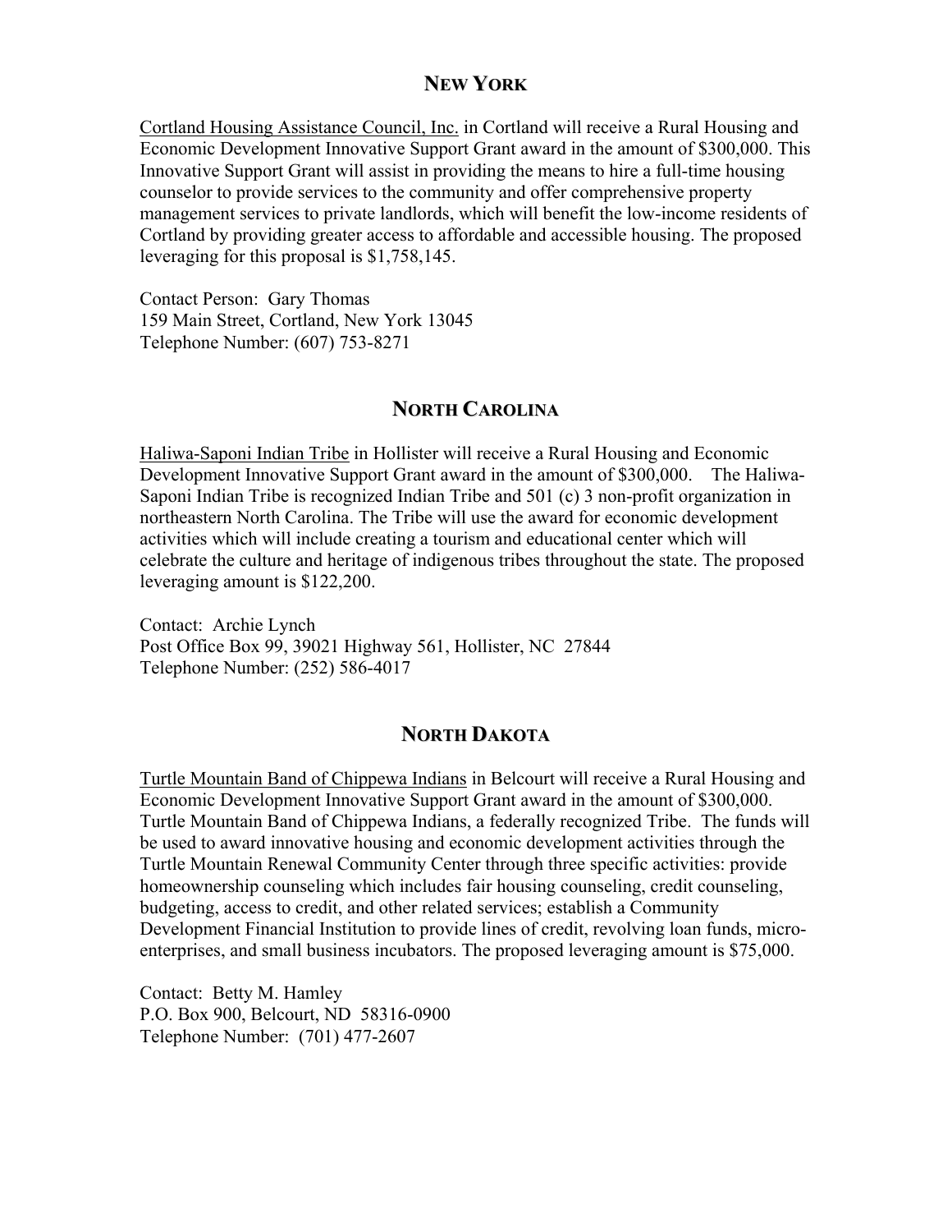## New York

Cortland Housing Assistance Council, Inc. in Cortland will receive a Rural Housing and Economic Development Innovative Support Grant award in the amount of $300,000. This Innovative Support Grant will assist in providing the means to hire a full-time housing counselor to provide services to the community and offer comprehensive property management services to private landlords, which will benefit the low-income residents of Cortland by providing greater access to affordable and accessible housing. The proposed leveraging for this proposal is $1,758,145.

Contact Person: Gary Thomas
159 Main Street, Cortland, New York 13045
Telephone Number: (607) 753-8271

## North Carolina

Haliwa-Saponi Indian Tribe in Hollister will receive a Rural Housing and Economic Development Innovative Support Grant award in the amount of $300,000. The Haliwa-Saponi Indian Tribe is recognized Indian Tribe and 501 (c) 3 non-profit organization in northeastern North Carolina. The Tribe will use the award for economic development activities which will include creating a tourism and educational center which will celebrate the culture and heritage of indigenous tribes throughout the state. The proposed leveraging amount is $122,200.

Contact: Archie Lynch
Post Office Box 99, 39021 Highway 561, Hollister, NC 27844
Telephone Number: (252) 586-4017

## North Dakota

Turtle Mountain Band of Chippewa Indians in Belcourt will receive a Rural Housing and Economic Development Innovative Support Grant award in the amount of $300,000. Turtle Mountain Band of Chippewa Indians, a federally recognized Tribe. The funds will be used to award innovative housing and economic development activities through the Turtle Mountain Renewal Community Center through three specific activities: provide homeownership counseling which includes fair housing counseling, credit counseling, budgeting, access to credit, and other related services; establish a Community Development Financial Institution to provide lines of credit, revolving loan funds, micro-enterprises, and small business incubators. The proposed leveraging amount is $75,000.

Contact: Betty M. Hamley
P.O. Box 900, Belcourt, ND 58316-0900
Telephone Number: (701) 477-2607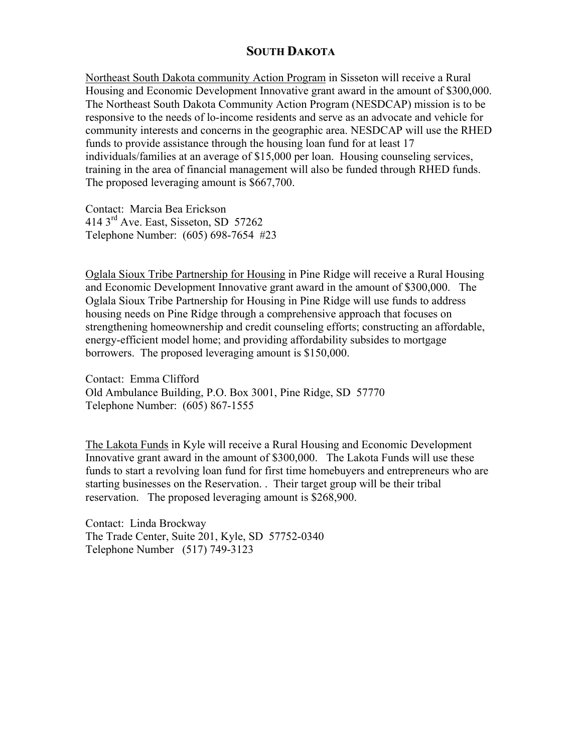# SOUTH DAKOTA

Northeast South Dakota community Action Program in Sisseton will receive a Rural Housing and Economic Development Innovative grant award in the amount of $300,000. The Northeast South Dakota Community Action Program (NESDCAP) mission is to be responsive to the needs of lo-income residents and serve as an advocate and vehicle for community interests and concerns in the geographic area. NESDCAP will use the RHED funds to provide assistance through the housing loan fund for at least 17 individuals/families at an average of $15,000 per loan. Housing counseling services, training in the area of financial management will also be funded through RHED funds. The proposed leveraging amount is $667,700.

Contact: Marcia Bea Erickson
414 3rd Ave. East, Sisseton, SD 57262
Telephone Number: (605) 698-7654 #23

Oglala Sioux Tribe Partnership for Housing in Pine Ridge will receive a Rural Housing and Economic Development Innovative grant award in the amount of $300,000. The Oglala Sioux Tribe Partnership for Housing in Pine Ridge will use funds to address housing needs on Pine Ridge through a comprehensive approach that focuses on strengthening homeownership and credit counseling efforts; constructing an affordable, energy-efficient model home; and providing affordability subsides to mortgage borrowers. The proposed leveraging amount is $150,000.

Contact: Emma Clifford
Old Ambulance Building, P.O. Box 3001, Pine Ridge, SD 57770
Telephone Number: (605) 867-1555

The Lakota Funds in Kyle will receive a Rural Housing and Economic Development Innovative grant award in the amount of $300,000. The Lakota Funds will use these funds to start a revolving loan fund for first time homebuyers and entrepreneurs who are starting businesses on the Reservation. . Their target group will be their tribal reservation. The proposed leveraging amount is $268,900.

Contact: Linda Brockway
The Trade Center, Suite 201, Kyle, SD 57752-0340
Telephone Number (517) 749-3123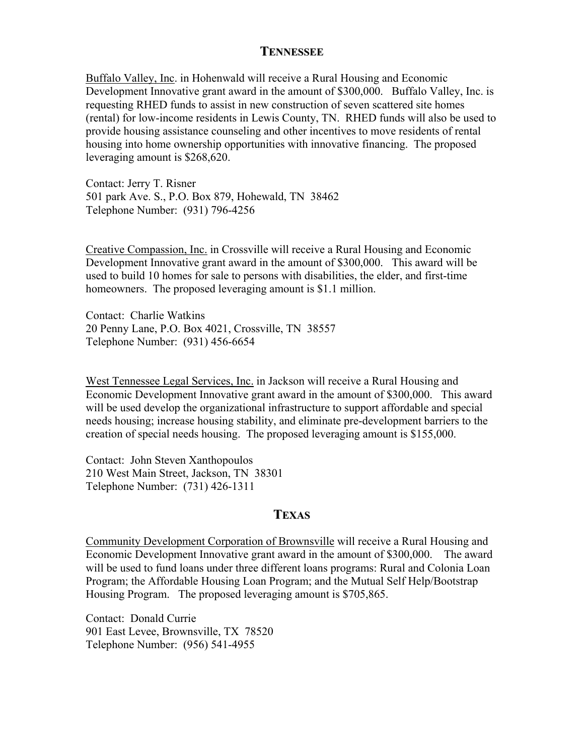## TENNESSEE

Buffalo Valley, Inc. in Hohenwald will receive a Rural Housing and Economic Development Innovative grant award in the amount of $300,000. Buffalo Valley, Inc. is requesting RHED funds to assist in new construction of seven scattered site homes (rental) for low-income residents in Lewis County, TN. RHED funds will also be used to provide housing assistance counseling and other incentives to move residents of rental housing into home ownership opportunities with innovative financing. The proposed leveraging amount is $268,620.

Contact: Jerry T. Risner
501 park Ave. S., P.O. Box 879, Hohewald, TN 38462
Telephone Number: (931) 796-4256

Creative Compassion, Inc. in Crossville will receive a Rural Housing and Economic Development Innovative grant award in the amount of $300,000. This award will be used to build 10 homes for sale to persons with disabilities, the elder, and first-time homeowners. The proposed leveraging amount is $1.1 million.

Contact: Charlie Watkins
20 Penny Lane, P.O. Box 4021, Crossville, TN 38557
Telephone Number: (931) 456-6654

West Tennessee Legal Services, Inc. in Jackson will receive a Rural Housing and Economic Development Innovative grant award in the amount of $300,000. This award will be used develop the organizational infrastructure to support affordable and special needs housing; increase housing stability, and eliminate pre-development barriers to the creation of special needs housing. The proposed leveraging amount is $155,000.

Contact: John Steven Xanthopoulos
210 West Main Street, Jackson, TN 38301
Telephone Number: (731) 426-1311

## TEXAS

Community Development Corporation of Brownsville will receive a Rural Housing and Economic Development Innovative grant award in the amount of $300,000. The award will be used to fund loans under three different loans programs: Rural and Colonia Loan Program; the Affordable Housing Loan Program; and the Mutual Self Help/Bootstrap Housing Program. The proposed leveraging amount is $705,865.

Contact: Donald Currie
901 East Levee, Brownsville, TX 78520
Telephone Number: (956) 541-4955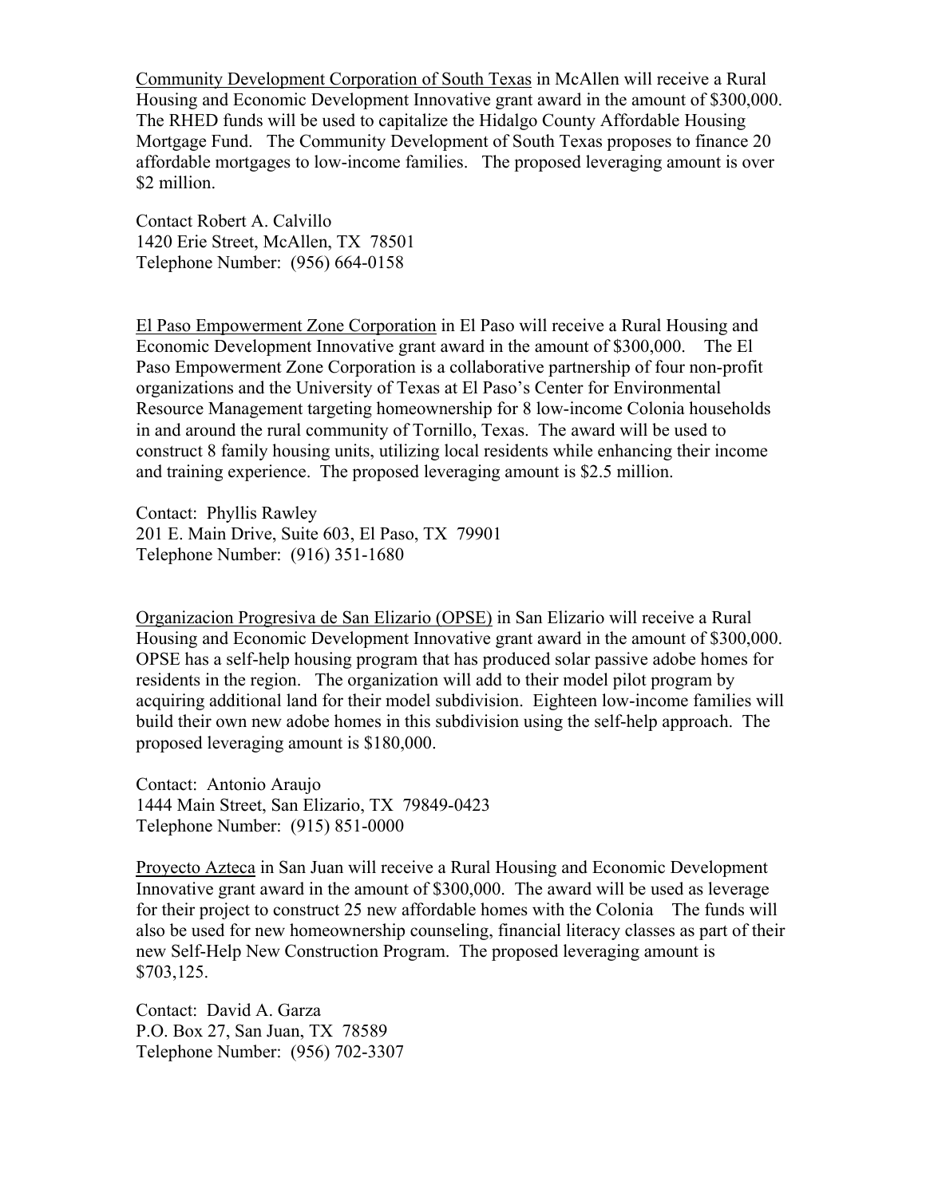Community Development Corporation of South Texas in McAllen will receive a Rural Housing and Economic Development Innovative grant award in the amount of $300,000. The RHED funds will be used to capitalize the Hidalgo County Affordable Housing Mortgage Fund. The Community Development of South Texas proposes to finance 20 affordable mortgages to low-income families. The proposed leveraging amount is over $2 million.

Contact Robert A. Calvillo
1420 Erie Street, McAllen, TX 78501
Telephone Number: (956) 664-0158

El Paso Empowerment Zone Corporation in El Paso will receive a Rural Housing and Economic Development Innovative grant award in the amount of $300,000. The El Paso Empowerment Zone Corporation is a collaborative partnership of four non-profit organizations and the University of Texas at El Paso's Center for Environmental Resource Management targeting homeownership for 8 low-income Colonia households in and around the rural community of Tornillo, Texas. The award will be used to construct 8 family housing units, utilizing local residents while enhancing their income and training experience. The proposed leveraging amount is $2.5 million.

Contact: Phyllis Rawley
201 E. Main Drive, Suite 603, El Paso, TX 79901
Telephone Number: (916) 351-1680

Organizacion Progresiva de San Elizario (OPSE) in San Elizario will receive a Rural Housing and Economic Development Innovative grant award in the amount of $300,000. OPSE has a self-help housing program that has produced solar passive adobe homes for residents in the region. The organization will add to their model pilot program by acquiring additional land for their model subdivision. Eighteen low-income families will build their own new adobe homes in this subdivision using the self-help approach. The proposed leveraging amount is $180,000.

Contact: Antonio Araujo
1444 Main Street, San Elizario, TX 79849-0423
Telephone Number: (915) 851-0000

Proyecto Azteca in San Juan will receive a Rural Housing and Economic Development Innovative grant award in the amount of $300,000. The award will be used as leverage for their project to construct 25 new affordable homes with the Colonia The funds will also be used for new homeownership counseling, financial literacy classes as part of their new Self-Help New Construction Program. The proposed leveraging amount is $703,125.

Contact: David A. Garza
P.O. Box 27, San Juan, TX 78589
Telephone Number: (956) 702-3307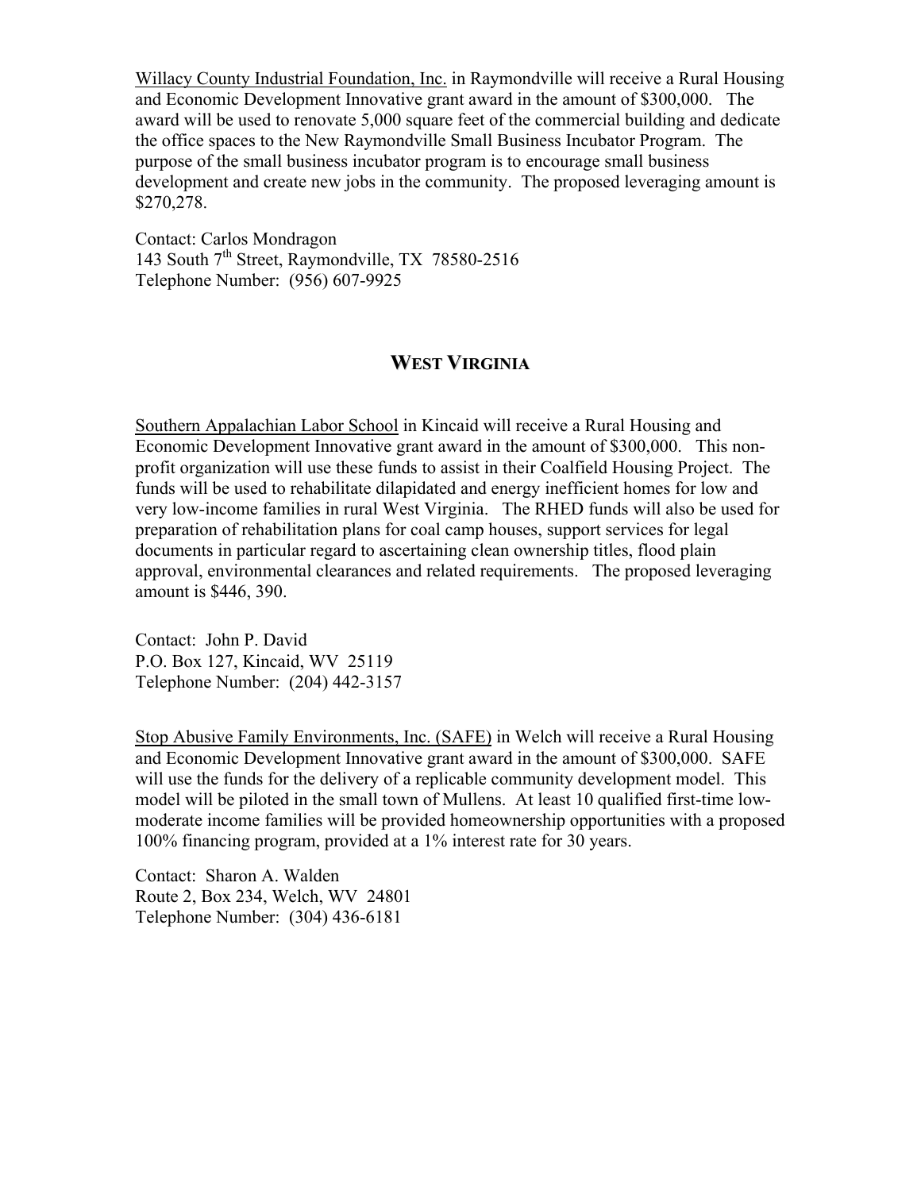Willacy County Industrial Foundation, Inc. in Raymondville will receive a Rural Housing and Economic Development Innovative grant award in the amount of $300,000. The award will be used to renovate 5,000 square feet of the commercial building and dedicate the office spaces to the New Raymondville Small Business Incubator Program. The purpose of the small business incubator program is to encourage small business development and create new jobs in the community. The proposed leveraging amount is $270,278.

Contact: Carlos Mondragon
143 South 7th Street, Raymondville, TX 78580-2516
Telephone Number: (956) 607-9925

## WEST VIRGINIA

Southern Appalachian Labor School in Kincaid will receive a Rural Housing and Economic Development Innovative grant award in the amount of $300,000. This non-profit organization will use these funds to assist in their Coalfield Housing Project. The funds will be used to rehabilitate dilapidated and energy inefficient homes for low and very low-income families in rural West Virginia. The RHED funds will also be used for preparation of rehabilitation plans for coal camp houses, support services for legal documents in particular regard to ascertaining clean ownership titles, flood plain approval, environmental clearances and related requirements. The proposed leveraging amount is $446, 390.

Contact: John P. David
P.O. Box 127, Kincaid, WV 25119
Telephone Number: (204) 442-3157

Stop Abusive Family Environments, Inc. (SAFE) in Welch will receive a Rural Housing and Economic Development Innovative grant award in the amount of $300,000. SAFE will use the funds for the delivery of a replicable community development model. This model will be piloted in the small town of Mullens. At least 10 qualified first-time low-moderate income families will be provided homeownership opportunities with a proposed 100% financing program, provided at a 1% interest rate for 30 years.

Contact: Sharon A. Walden
Route 2, Box 234, Welch, WV 24801
Telephone Number: (304) 436-6181